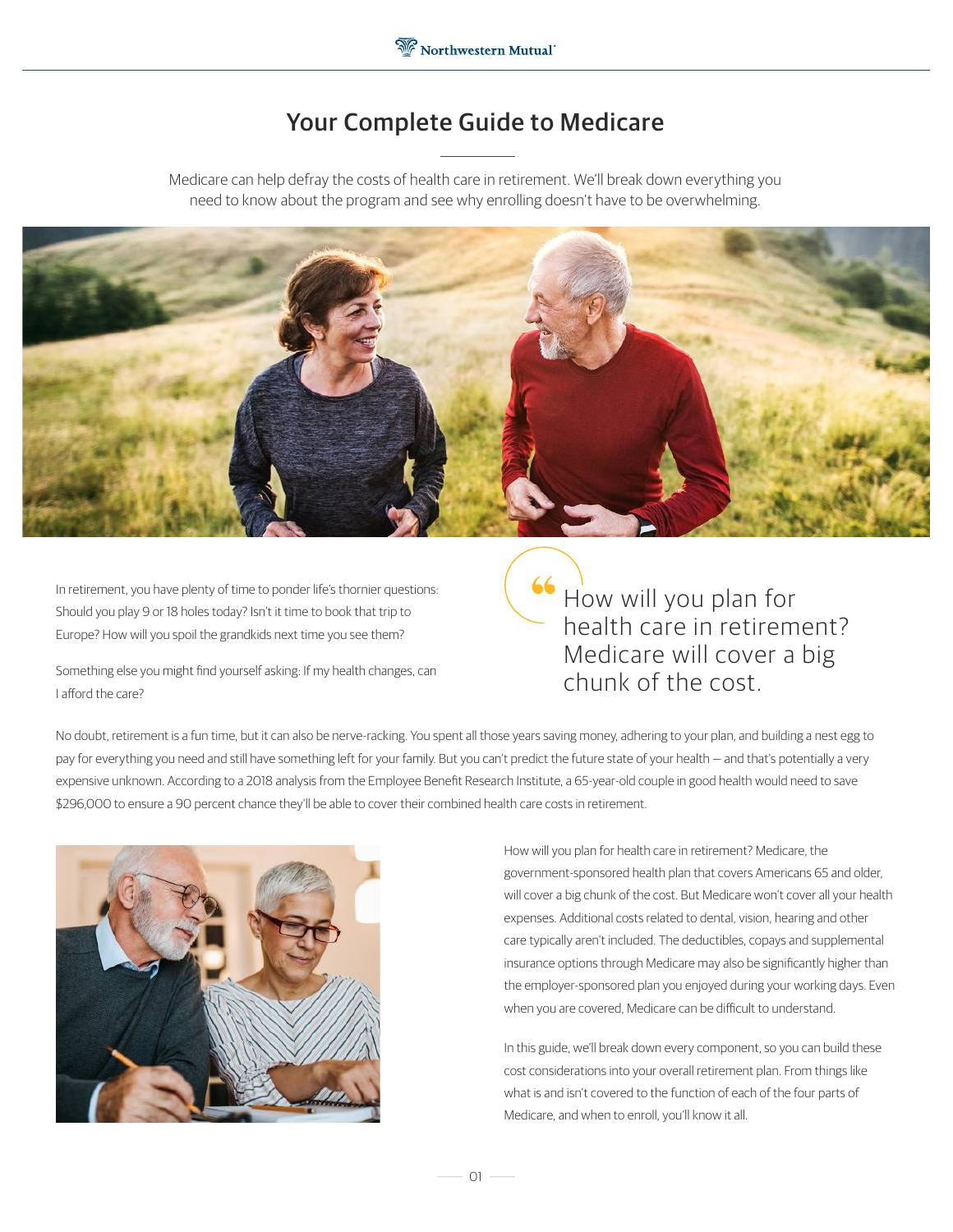# Your Complete Guide to Medicare

Medicare can help defray the costs of health care in retirement. We'll break down everything you need to know about the program and see why enrolling doesn't have to be overwhelming.

In retirement, you have plenty of time to ponder life's thornier questions: Should you play 9 or 18 holes today? Isn't it time to book that trip to Europe? How will you spoil the grandkids next time you see them?

Something else you might find yourself asking: If my health changes, can I afford the care?

> How will you plan for health care in retirement? Medicare will cover a big chunk of the cost.

No doubt, retirement is a fun time, but it can also be nerve-racking. You spent all those years saving money, adhering to your plan, and building a nest egg to pay for everything you need and still have something left for your family. But you can't predict the future state of your health — and that's potentially a very expensive unknown. According to a 2018 analysis from the Employee Benefit Research Institute, a 65-year-old couple in good health would need to save $296,000 to ensure a 90 percent chance they'll be able to cover their combined health care costs in retirement.

How will you plan for health care in retirement? Medicare, the government-sponsored health plan that covers Americans 65 and older, will cover a big chunk of the cost. But Medicare won't cover all your health expenses. Additional costs related to dental, vision, hearing and other care typically aren't included. The deductibles, copays and supplemental insurance options through Medicare may also be significantly higher than the employer-sponsored plan you enjoyed during your working days. Even when you are covered, Medicare can be difficult to understand.

In this guide, we'll break down every component, so you can build these cost considerations into your overall retirement plan. From things like what is and isn't covered to the function of each of the four parts of Medicare, and when to enroll, you'll know it all.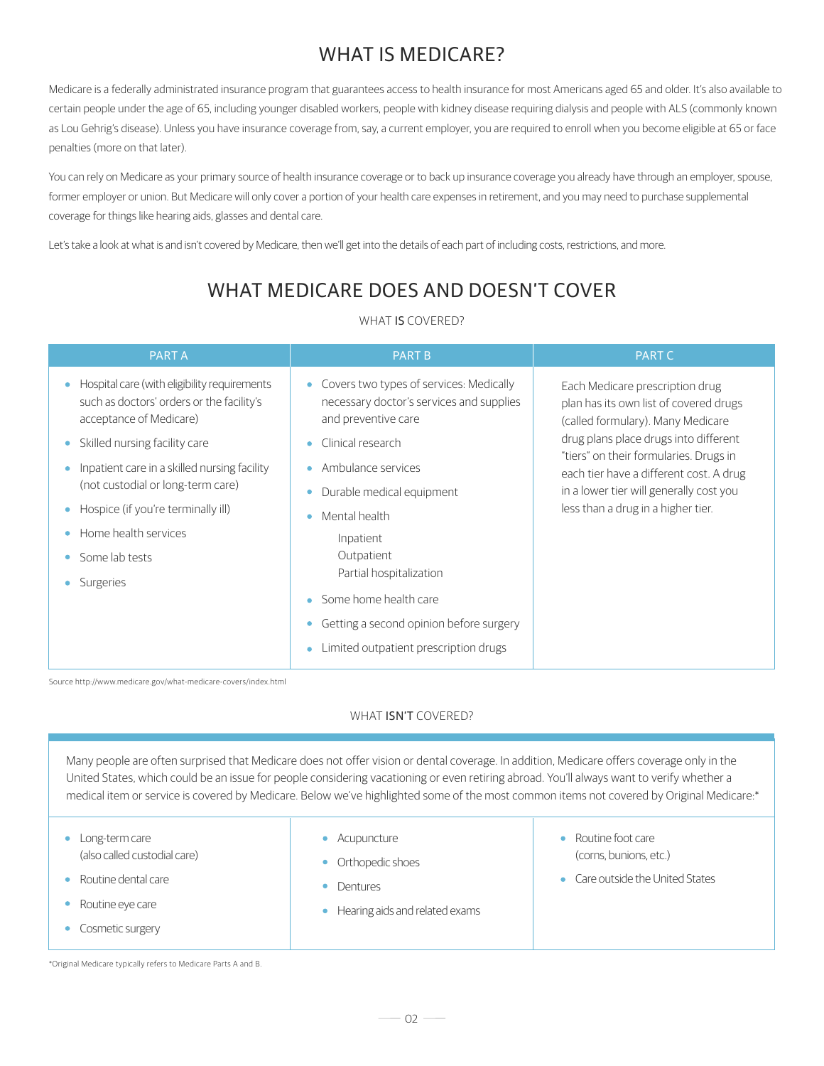# WHAT IS MEDICARE?

Medicare is a federally administrated insurance program that guarantees access to health insurance for most Americans aged 65 and older. It's also available to certain people under the age of 65, including younger disabled workers, people with kidney disease requiring dialysis and people with ALS (commonly known as Lou Gehrig's disease). Unless you have insurance coverage from, say, a current employer, you are required to enroll when you become eligible at 65 or face penalties (more on that later).

You can rely on Medicare as your primary source of health insurance coverage or to back up insurance coverage you already have through an employer, spouse, former employer or union. But Medicare will only cover a portion of your health care expenses in retirement, and you may need to purchase supplemental coverage for things like hearing aids, glasses and dental care.

Let's take a look at what is and isn't covered by Medicare, then we'll get into the details of each part of including costs, restrictions, and more.

# WHAT MEDICARE DOES AND DOESN'T COVER

WHAT **IS** COVERED?

| PART A | PART B | PART C |
|---|---|---|
| • Hospital care (with eligibility requirements such as doctors' orders or the facility's acceptance of Medicare)<br>• Skilled nursing facility care<br>• Inpatient care in a skilled nursing facility (not custodial or long-term care)<br>• Hospice (if you're terminally ill)<br>• Home health services<br>• Some lab tests<br>• Surgeries | • Covers two types of services: Medically necessary doctor's services and supplies and preventive care<br>• Clinical research<br>• Ambulance services<br>• Durable medical equipment<br>• Mental health<br>  Inpatient<br>  Outpatient<br>  Partial hospitalization<br>• Some home health care<br>• Getting a second opinion before surgery<br>• Limited outpatient prescription drugs | Each Medicare prescription drug plan has its own list of covered drugs (called formulary). Many Medicare drug plans place drugs into different "tiers" on their formularies. Drugs in each tier have a different cost. A drug in a lower tier will generally cost you less than a drug in a higher tier. |

Source http://www.medicare.gov/what-medicare-covers/index.html

WHAT **ISN'T** COVERED?

Many people are often surprised that Medicare does not offer vision or dental coverage. In addition, Medicare offers coverage only in the United States, which could be an issue for people considering vacationing or even retiring abroad. You'll always want to verify whether a medical item or service is covered by Medicare. Below we've highlighted some of the most common items not covered by Original Medicare:*

- Long-term care (also called custodial care)
- Routine dental care
- Routine eye care
- Cosmetic surgery
- Acupuncture
- Orthopedic shoes
- Dentures
- Hearing aids and related exams
- Routine foot care (corns, bunions, etc.)
- Care outside the United States

*Original Medicare typically refers to Medicare Parts A and B.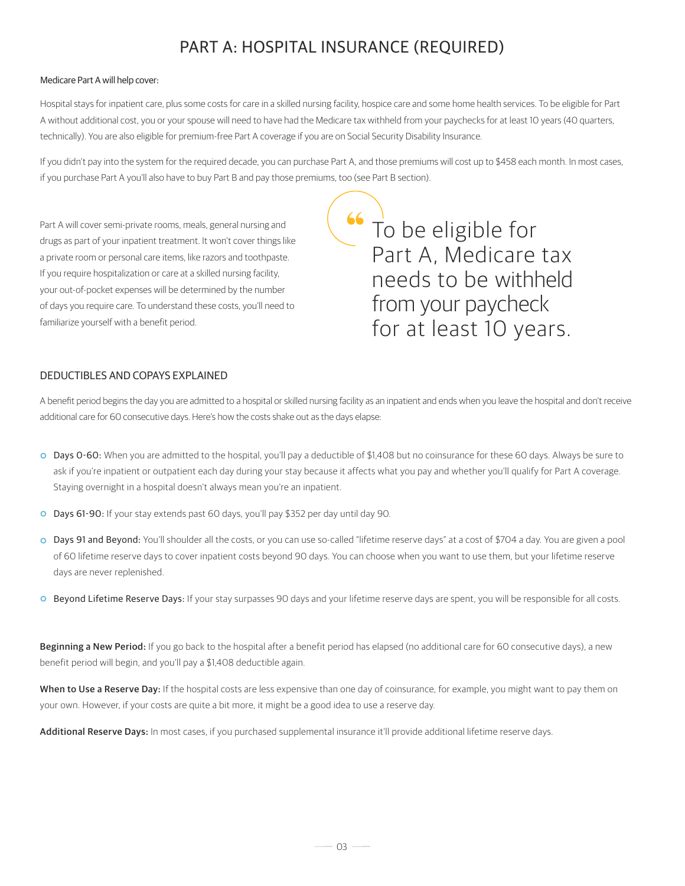# PART A: HOSPITAL INSURANCE (REQUIRED)

Medicare Part A will help cover:

Hospital stays for inpatient care, plus some costs for care in a skilled nursing facility, hospice care and some home health services. To be eligible for Part A without additional cost, you or your spouse will need to have had the Medicare tax withheld from your paychecks for at least 10 years (40 quarters, technically). You are also eligible for premium-free Part A coverage if you are on Social Security Disability Insurance.

If you didn't pay into the system for the required decade, you can purchase Part A, and those premiums will cost up to $458 each month. In most cases, if you purchase Part A you'll also have to buy Part B and pay those premiums, too (see Part B section).

Part A will cover semi-private rooms, meals, general nursing and drugs as part of your inpatient treatment. It won't cover things like a private room or personal care items, like razors and toothpaste. If you require hospitalization or care at a skilled nursing facility, your out-of-pocket expenses will be determined by the number of days you require care. To understand these costs, you'll need to familiarize yourself with a benefit period.

> "To be eligible for Part A, Medicare tax needs to be withheld from your paycheck for at least 10 years.

## DEDUCTIBLES AND COPAYS EXPLAINED

A benefit period begins the day you are admitted to a hospital or skilled nursing facility as an inpatient and ends when you leave the hospital and don't receive additional care for 60 consecutive days. Here's how the costs shake out as the days elapse:

- **Days 0-60:** When you are admitted to the hospital, you'll pay a deductible of $1,408 but no coinsurance for these 60 days. Always be sure to ask if you're inpatient or outpatient each day during your stay because it affects what you pay and whether you'll qualify for Part A coverage. Staying overnight in a hospital doesn't always mean you're an inpatient.
- **Days 61-90:** If your stay extends past 60 days, you'll pay $352 per day until day 90.
- **Days 91 and Beyond:** You'll shoulder all the costs, or you can use so-called "lifetime reserve days" at a cost of $704 a day. You are given a pool of 60 lifetime reserve days to cover inpatient costs beyond 90 days. You can choose when you want to use them, but your lifetime reserve days are never replenished.
- **Beyond Lifetime Reserve Days:** If your stay surpasses 90 days and your lifetime reserve days are spent, you will be responsible for all costs.

**Beginning a New Period:** If you go back to the hospital after a benefit period has elapsed (no additional care for 60 consecutive days), a new benefit period will begin, and you'll pay a $1,408 deductible again.

**When to Use a Reserve Day:** If the hospital costs are less expensive than one day of coinsurance, for example, you might want to pay them on your own. However, if your costs are quite a bit more, it might be a good idea to use a reserve day.

**Additional Reserve Days:** In most cases, if you purchased supplemental insurance it'll provide additional lifetime reserve days.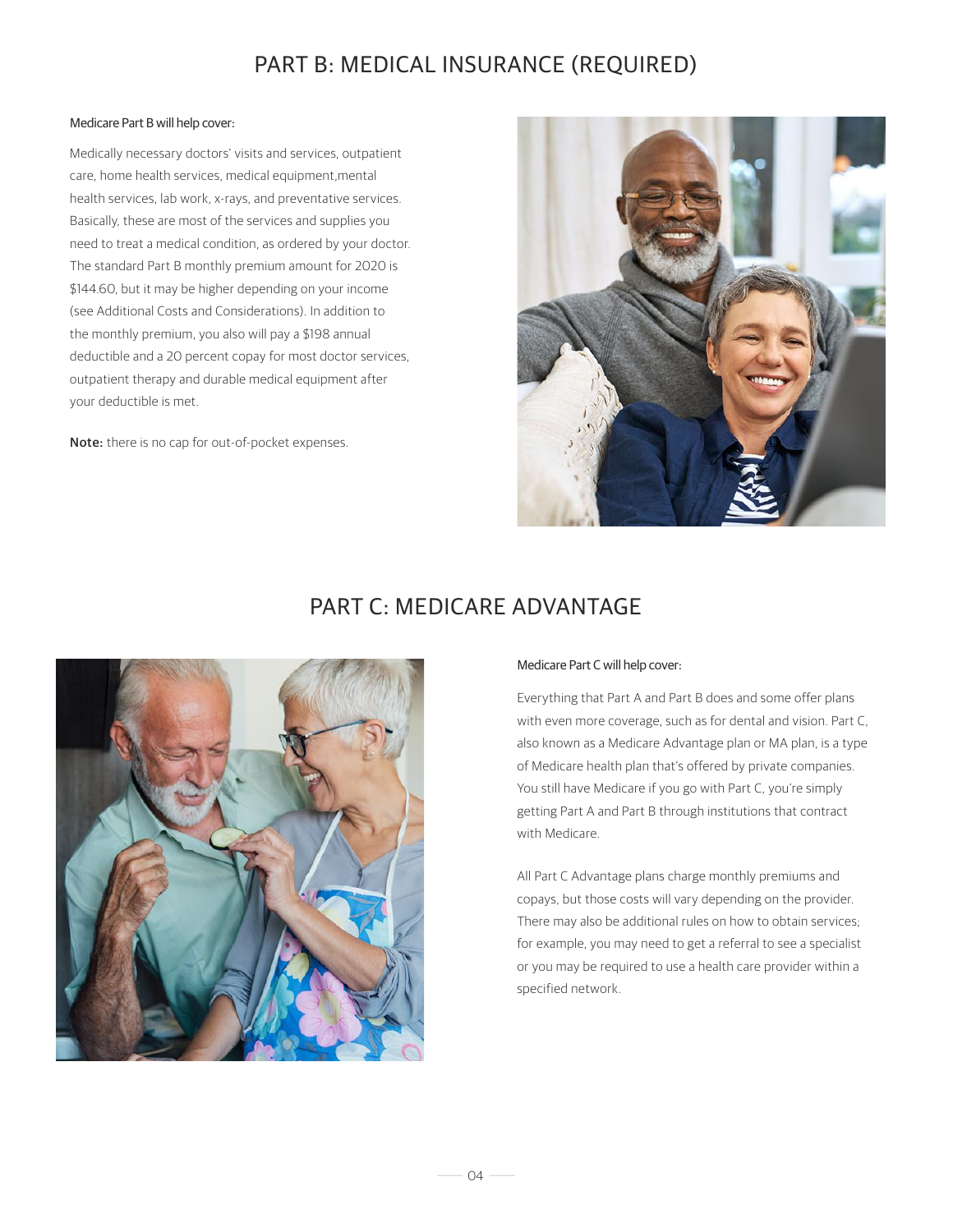## PART B: MEDICAL INSURANCE (REQUIRED)

Medicare Part B will help cover:

Medically necessary doctors' visits and services, outpatient care, home health services, medical equipment,mental health services, lab work, x-rays, and preventative services. Basically, these are most of the services and supplies you need to treat a medical condition, as ordered by your doctor. The standard Part B monthly premium amount for 2020 is $144.60, but it may be higher depending on your income (see Additional Costs and Considerations). In addition to the monthly premium, you also will pay a $198 annual deductible and a 20 percent copay for most doctor services, outpatient therapy and durable medical equipment after your deductible is met.

**Note:** there is no cap for out-of-pocket expenses.

## PART C: MEDICARE ADVANTAGE

Medicare Part C will help cover:

Everything that Part A and Part B does and some offer plans with even more coverage, such as for dental and vision. Part C, also known as a Medicare Advantage plan or MA plan, is a type of Medicare health plan that's offered by private companies. You still have Medicare if you go with Part C, you're simply getting Part A and Part B through institutions that contract with Medicare.

All Part C Advantage plans charge monthly premiums and copays, but those costs will vary depending on the provider. There may also be additional rules on how to obtain services; for example, you may need to get a referral to see a specialist or you may be required to use a health care provider within a specified network.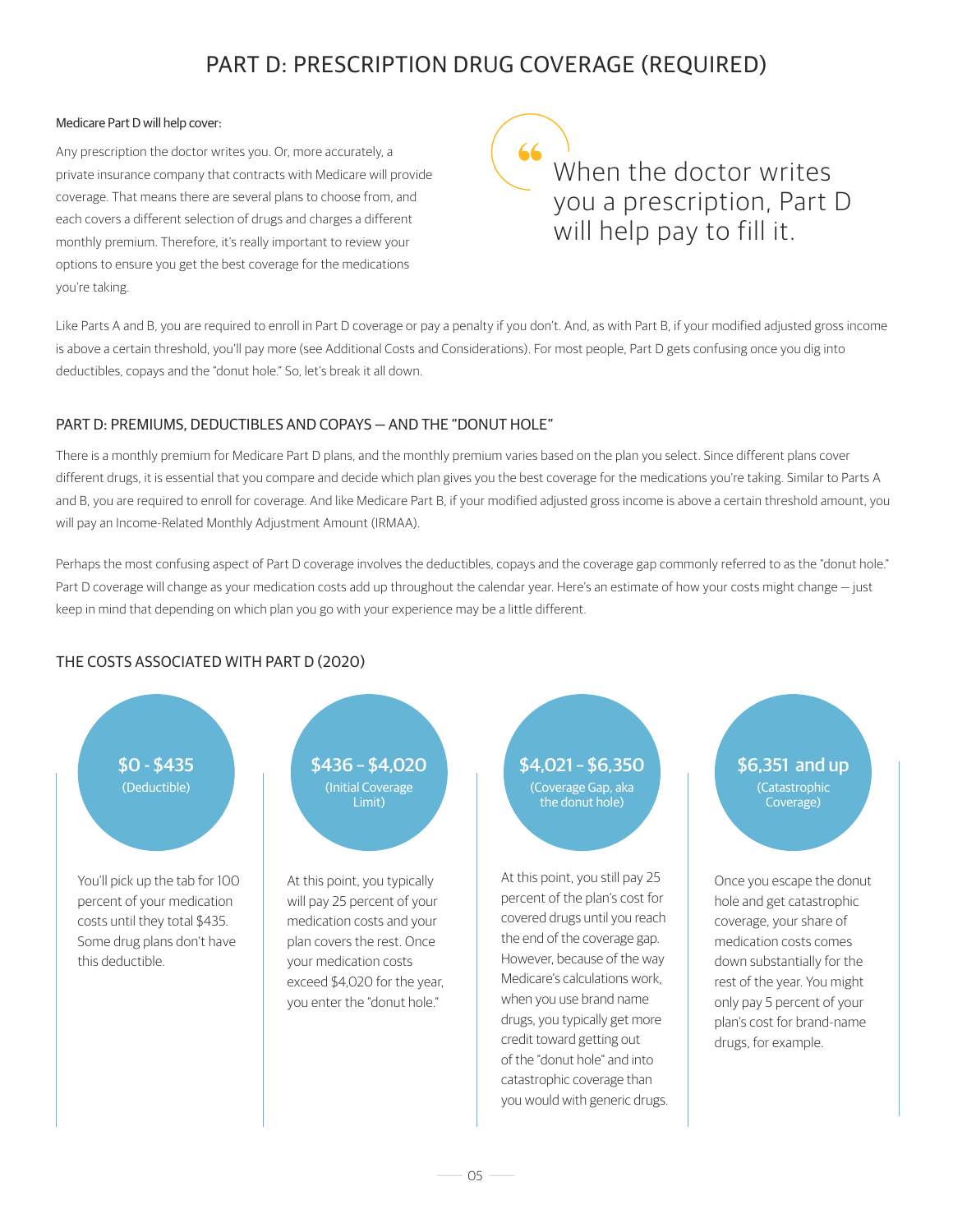# PART D: PRESCRIPTION DRUG COVERAGE (REQUIRED)

Medicare Part D will help cover:

Any prescription the doctor writes you. Or, more accurately, a private insurance company that contracts with Medicare will provide coverage. That means there are several plans to choose from, and each covers a different selection of drugs and charges a different monthly premium. Therefore, it's really important to review your options to ensure you get the best coverage for the medications you're taking.

> “When the doctor writes you a prescription, Part D will help pay to fill it.

Like Parts A and B, you are required to enroll in Part D coverage or pay a penalty if you don't. And, as with Part B, if your modified adjusted gross income is above a certain threshold, you'll pay more (see Additional Costs and Considerations). For most people, Part D gets confusing once you dig into deductibles, copays and the "donut hole." So, let's break it all down.

## PART D: PREMIUMS, DEDUCTIBLES AND COPAYS — AND THE "DONUT HOLE"

There is a monthly premium for Medicare Part D plans, and the monthly premium varies based on the plan you select. Since different plans cover different drugs, it is essential that you compare and decide which plan gives you the best coverage for the medications you're taking. Similar to Parts A and B, you are required to enroll for coverage. And like Medicare Part B, if your modified adjusted gross income is above a certain threshold amount, you will pay an Income-Related Monthly Adjustment Amount (IRMAA).

Perhaps the most confusing aspect of Part D coverage involves the deductibles, copays and the coverage gap commonly referred to as the "donut hole." Part D coverage will change as your medication costs add up throughout the calendar year. Here's an estimate of how your costs might change — just keep in mind that depending on which plan you go with your experience may be a little different.

## THE COSTS ASSOCIATED WITH PART D (2020)

**$0 - $435** (Deductible)

You'll pick up the tab for 100 percent of your medication costs until they total $435. Some drug plans don't have this deductible.

**$436 – $4,020** (Initial Coverage Limit)

At this point, you typically will pay 25 percent of your medication costs and your plan covers the rest. Once your medication costs exceed $4,020 for the year, you enter the "donut hole."

**$4,021 – $6,350** (Coverage Gap, aka the donut hole)

At this point, you still pay 25 percent of the plan's cost for covered drugs until you reach the end of the coverage gap. However, because of the way Medicare's calculations work, when you use brand name drugs, you typically get more credit toward getting out of the "donut hole" and into catastrophic coverage than you would with generic drugs.

**$6,351 and up** (Catastrophic Coverage)

Once you escape the donut hole and get catastrophic coverage, your share of medication costs comes down substantially for the rest of the year. You might only pay 5 percent of your plan's cost for brand-name drugs, for example.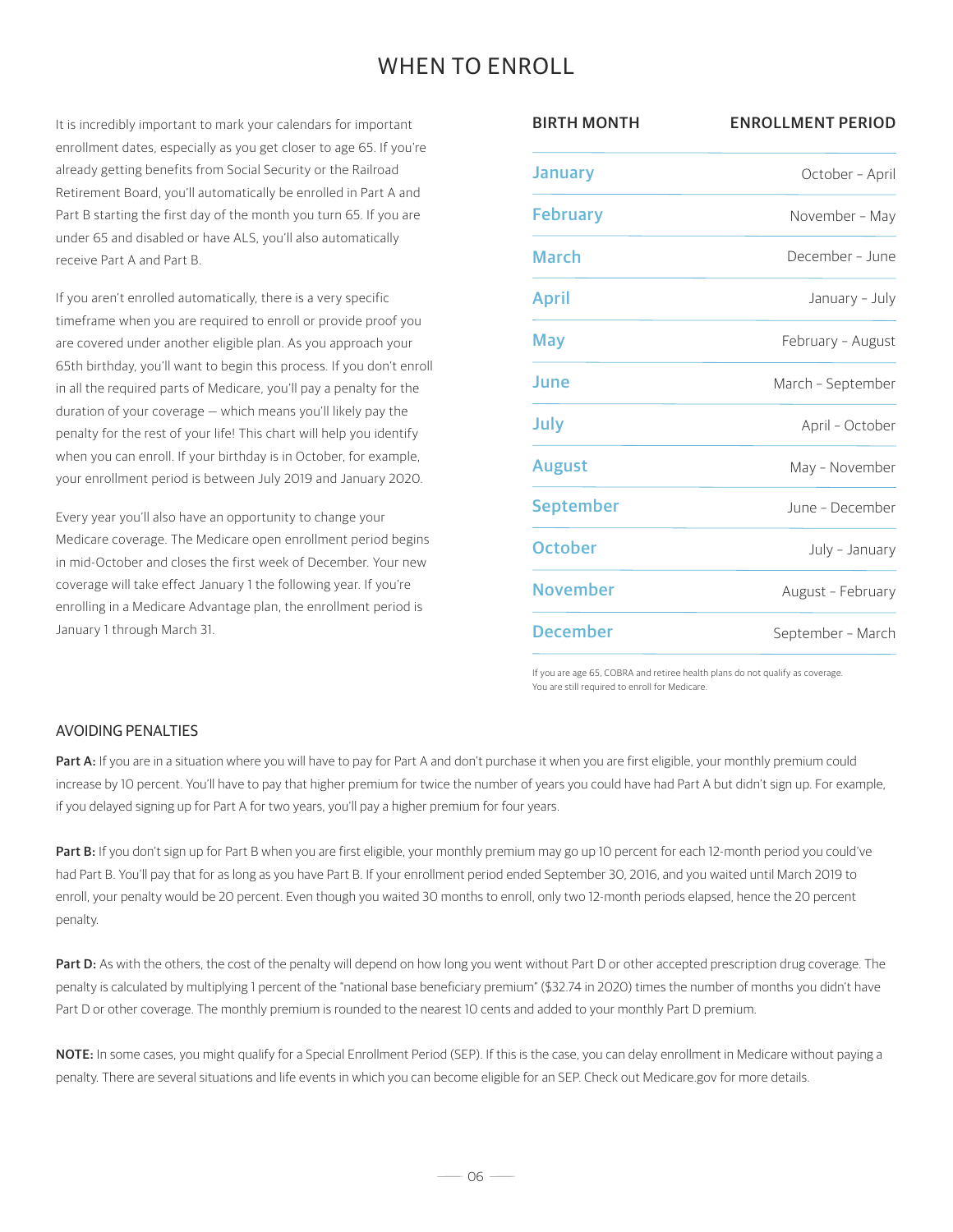# WHEN TO ENROLL

It is incredibly important to mark your calendars for important enrollment dates, especially as you get closer to age 65. If you're already getting benefits from Social Security or the Railroad Retirement Board, you'll automatically be enrolled in Part A and Part B starting the first day of the month you turn 65. If you are under 65 and disabled or have ALS, you'll also automatically receive Part A and Part B.

If you aren't enrolled automatically, there is a very specific timeframe when you are required to enroll or provide proof you are covered under another eligible plan. As you approach your 65th birthday, you'll want to begin this process. If you don't enroll in all the required parts of Medicare, you'll pay a penalty for the duration of your coverage — which means you'll likely pay the penalty for the rest of your life! This chart will help you identify when you can enroll. If your birthday is in October, for example, your enrollment period is between July 2019 and January 2020.

Every year you'll also have an opportunity to change your Medicare coverage. The Medicare open enrollment period begins in mid-October and closes the first week of December. Your new coverage will take effect January 1 the following year. If you're enrolling in a Medicare Advantage plan, the enrollment period is January 1 through March 31.

| BIRTH MONTH | ENROLLMENT PERIOD |
|---|---|
| January | October – April |
| February | November – May |
| March | December – June |
| April | January – July |
| May | February – August |
| June | March – September |
| July | April – October |
| August | May – November |
| September | June – December |
| October | July – January |
| November | August – February |
| December | September – March |

If you are age 65, COBRA and retiree health plans do not qualify as coverage. You are still required to enroll for Medicare.

## AVOIDING PENALTIES

**Part A:** If you are in a situation where you will have to pay for Part A and don't purchase it when you are first eligible, your monthly premium could increase by 10 percent. You'll have to pay that higher premium for twice the number of years you could have had Part A but didn't sign up. For example, if you delayed signing up for Part A for two years, you'll pay a higher premium for four years.

**Part B:** If you don't sign up for Part B when you are first eligible, your monthly premium may go up 10 percent for each 12-month period you could've had Part B. You'll pay that for as long as you have Part B. If your enrollment period ended September 30, 2016, and you waited until March 2019 to enroll, your penalty would be 20 percent. Even though you waited 30 months to enroll, only two 12-month periods elapsed, hence the 20 percent penalty.

**Part D:** As with the others, the cost of the penalty will depend on how long you went without Part D or other accepted prescription drug coverage. The penalty is calculated by multiplying 1 percent of the "national base beneficiary premium" ($32.74 in 2020) times the number of months you didn't have Part D or other coverage. The monthly premium is rounded to the nearest 10 cents and added to your monthly Part D premium.

**NOTE:** In some cases, you might qualify for a Special Enrollment Period (SEP). If this is the case, you can delay enrollment in Medicare without paying a penalty. There are several situations and life events in which you can become eligible for an SEP. Check out Medicare.gov for more details.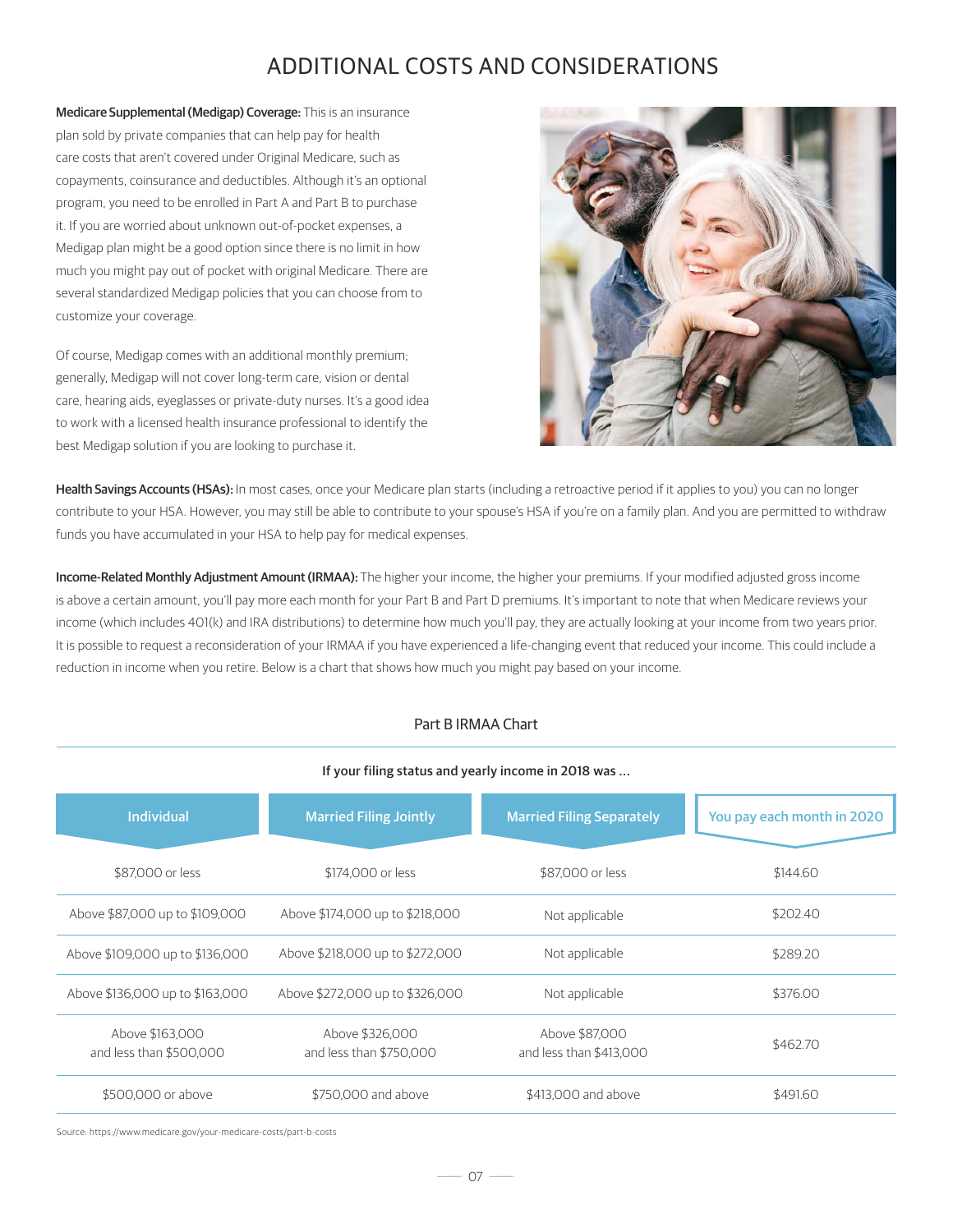# ADDITIONAL COSTS AND CONSIDERATIONS

**Medicare Supplemental (Medigap) Coverage:** This is an insurance plan sold by private companies that can help pay for health care costs that aren't covered under Original Medicare, such as copayments, coinsurance and deductibles. Although it's an optional program, you need to be enrolled in Part A and Part B to purchase it. If you are worried about unknown out-of-pocket expenses, a Medigap plan might be a good option since there is no limit in how much you might pay out of pocket with original Medicare. There are several standardized Medigap policies that you can choose from to customize your coverage.

Of course, Medigap comes with an additional monthly premium; generally, Medigap will not cover long-term care, vision or dental care, hearing aids, eyeglasses or private-duty nurses. It's a good idea to work with a licensed health insurance professional to identify the best Medigap solution if you are looking to purchase it.

**Health Savings Accounts (HSAs):** In most cases, once your Medicare plan starts (including a retroactive period if it applies to you) you can no longer contribute to your HSA. However, you may still be able to contribute to your spouse's HSA if you're on a family plan. And you are permitted to withdraw funds you have accumulated in your HSA to help pay for medical expenses.

**Income-Related Monthly Adjustment Amount (IRMAA):** The higher your income, the higher your premiums. If your modified adjusted gross income is above a certain amount, you'll pay more each month for your Part B and Part D premiums. It's important to note that when Medicare reviews your income (which includes 401(k) and IRA distributions) to determine how much you'll pay, they are actually looking at your income from two years prior. It is possible to request a reconsideration of your IRMAA if you have experienced a life-changing event that reduced your income. This could include a reduction in income when you retire. Below is a chart that shows how much you might pay based on your income.

Part B IRMAA Chart

| If your filing status and yearly income in 2018 was ... | | | |
|---|---|---|---|
| **Individual** | **Married Filing Jointly** | **Married Filing Separately** | **You pay each month in 2020** |
| $87,000 or less | $174,000 or less | $87,000 or less | $144.60 |
| Above $87,000 up to $109,000 | Above $174,000 up to $218,000 | Not applicable | $202.40 |
| Above $109,000 up to $136,000 | Above $218,000 up to $272,000 | Not applicable | $289.20 |
| Above $136,000 up to $163,000 | Above $272,000 up to $326,000 | Not applicable | $376.00 |
| Above $163,000 and less than $500,000 | Above $326,000 and less than $750,000 | Above $87,000 and less than $413,000 | $462.70 |
| $500,000 or above | $750,000 and above | $413,000 and above | $491.60 |

Source: https://www.medicare.gov/your-medicare-costs/part-b-costs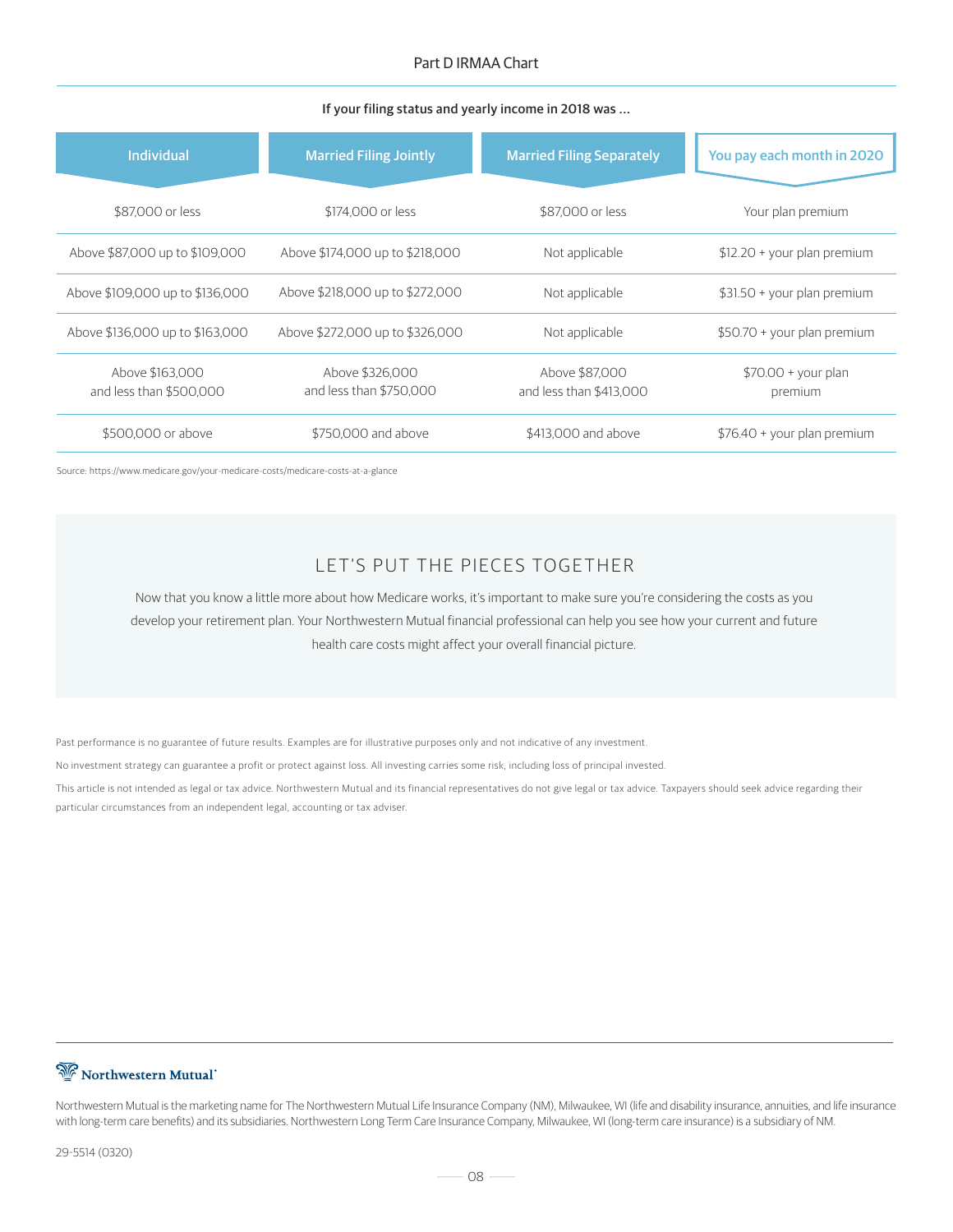## Part D IRMAA Chart

If your filing status and yearly income in 2018 was ...

| Individual | Married Filing Jointly | Married Filing Separately | You pay each month in 2020 |
|---|---|---|---|
| $87,000 or less | $174,000 or less | $87,000 or less | Your plan premium |
| Above $87,000 up to $109,000 | Above $174,000 up to $218,000 | Not applicable | $12.20 + your plan premium |
| Above $109,000 up to $136,000 | Above $218,000 up to $272,000 | Not applicable | $31.50 + your plan premium |
| Above $136,000 up to $163,000 | Above $272,000 up to $326,000 | Not applicable | $50.70 + your plan premium |
| Above $163,000 and less than $500,000 | Above $326,000 and less than $750,000 | Above $87,000 and less than $413,000 | $70.00 + your plan premium |
| $500,000 or above | $750,000 and above | $413,000 and above | $76.40 + your plan premium |

Source: https://www.medicare.gov/your-medicare-costs/medicare-costs-at-a-glance

## LET'S PUT THE PIECES TOGETHER

Now that you know a little more about how Medicare works, it's important to make sure you're considering the costs as you develop your retirement plan. Your Northwestern Mutual financial professional can help you see how your current and future health care costs might affect your overall financial picture.

Past performance is no guarantee of future results. Examples are for illustrative purposes only and not indicative of any investment.

No investment strategy can guarantee a profit or protect against loss. All investing carries some risk, including loss of principal invested.

This article is not intended as legal or tax advice. Northwestern Mutual and its financial representatives do not give legal or tax advice. Taxpayers should seek advice regarding their particular circumstances from an independent legal, accounting or tax adviser.

Northwestern Mutual®

Northwestern Mutual is the marketing name for The Northwestern Mutual Life Insurance Company (NM), Milwaukee, WI (life and disability insurance, annuities, and life insurance with long-term care benefits) and its subsidiaries. Northwestern Long Term Care Insurance Company, Milwaukee, WI (long-term care insurance) is a subsidiary of NM.

29-5514 (0320)